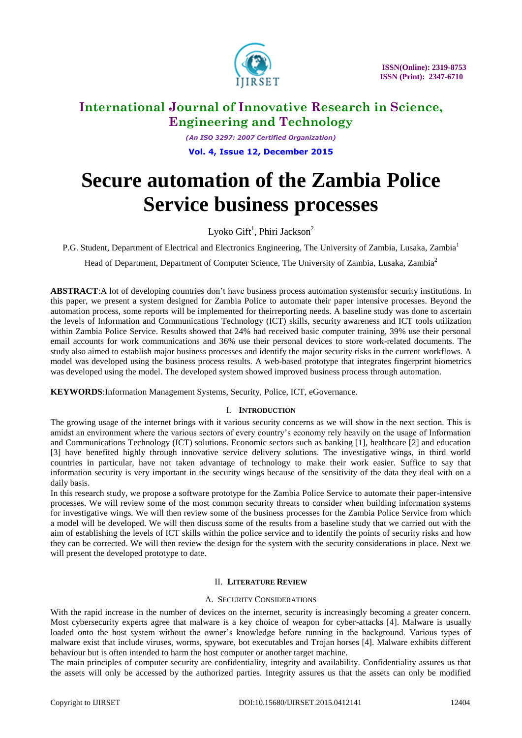# International Journal of Innovative Research in Science, Engineering and Technology

*(An ISO 3297: 2007 Certified Organization)*

**Vol. 4, Issue 12, December 2015**

# Secure automation of the Zambia Police Service business processes

Lyoko Gift[1], Phiri Jackson[2]

P.G. Student, Department of Electrical and Electronics Engineering, The University of Zambia, Lusaka, Zambia[1]

Head of Department, Department of Computer Science, The University of Zambia, Lusaka, Zambia[2]

**ABSTRACT**:A lot of developing countries don't have business process automation systemsfor security institutions. In this paper, we present a system designed for Zambia Police to automate their paper intensive processes. Beyond the automation process, some reports will be implemented for theirreporting needs. A baseline study was done to ascertain the levels of Information and Communications Technology (ICT) skills, security awareness and ICT tools utilization within Zambia Police Service. Results showed that 24% had received basic computer training, 39% use their personal email accounts for work communications and 36% use their personal devices to store work-related documents. The study also aimed to establish major business processes and identify the major security risks in the current workflows. A model was developed using the business process results. A web-based prototype that integrates fingerprint biometrics was developed using the model. The developed system showed improved business process through automation.

**KEYWORDS**:Information Management Systems, Security, Police, ICT, eGovernance.

## I. Introduction

The growing usage of the internet brings with it various security concerns as we will show in the next section. This is amidst an environment where the various sectors of every country's economy rely heavily on the usage of Information and Communications Technology (ICT) solutions. Economic sectors such as banking [1], healthcare [2] and education [3] have benefited highly through innovative service delivery solutions. The investigative wings, in third world countries in particular, have not taken advantage of technology to make their work easier. Suffice to say that information security is very important in the security wings because of the sensitivity of the data they deal with on a daily basis.

In this research study, we propose a software prototype for the Zambia Police Service to automate their paper-intensive processes. We will review some of the most common security threats to consider when building information systems for investigative wings. We will then review some of the business processes for the Zambia Police Service from which a model will be developed. We will then discuss some of the results from a baseline study that we carried out with the aim of establishing the levels of ICT skills within the police service and to identify the points of security risks and how they can be corrected. We will then review the design for the system with the security considerations in place. Next we will present the developed prototype to date.

## II. Literature Review

### A. Security Considerations

With the rapid increase in the number of devices on the internet, security is increasingly becoming a greater concern. Most cybersecurity experts agree that malware is a key choice of weapon for cyber-attacks [4]. Malware is usually loaded onto the host system without the owner's knowledge before running in the background. Various types of malware exist that include viruses, worms, spyware, bot executables and Trojan horses [4]. Malware exhibits different behaviour but is often intended to harm the host computer or another target machine.

The main principles of computer security are confidentiality, integrity and availability. Confidentiality assures us that the assets will only be accessed by the authorized parties. Integrity assures us that the assets can only be modified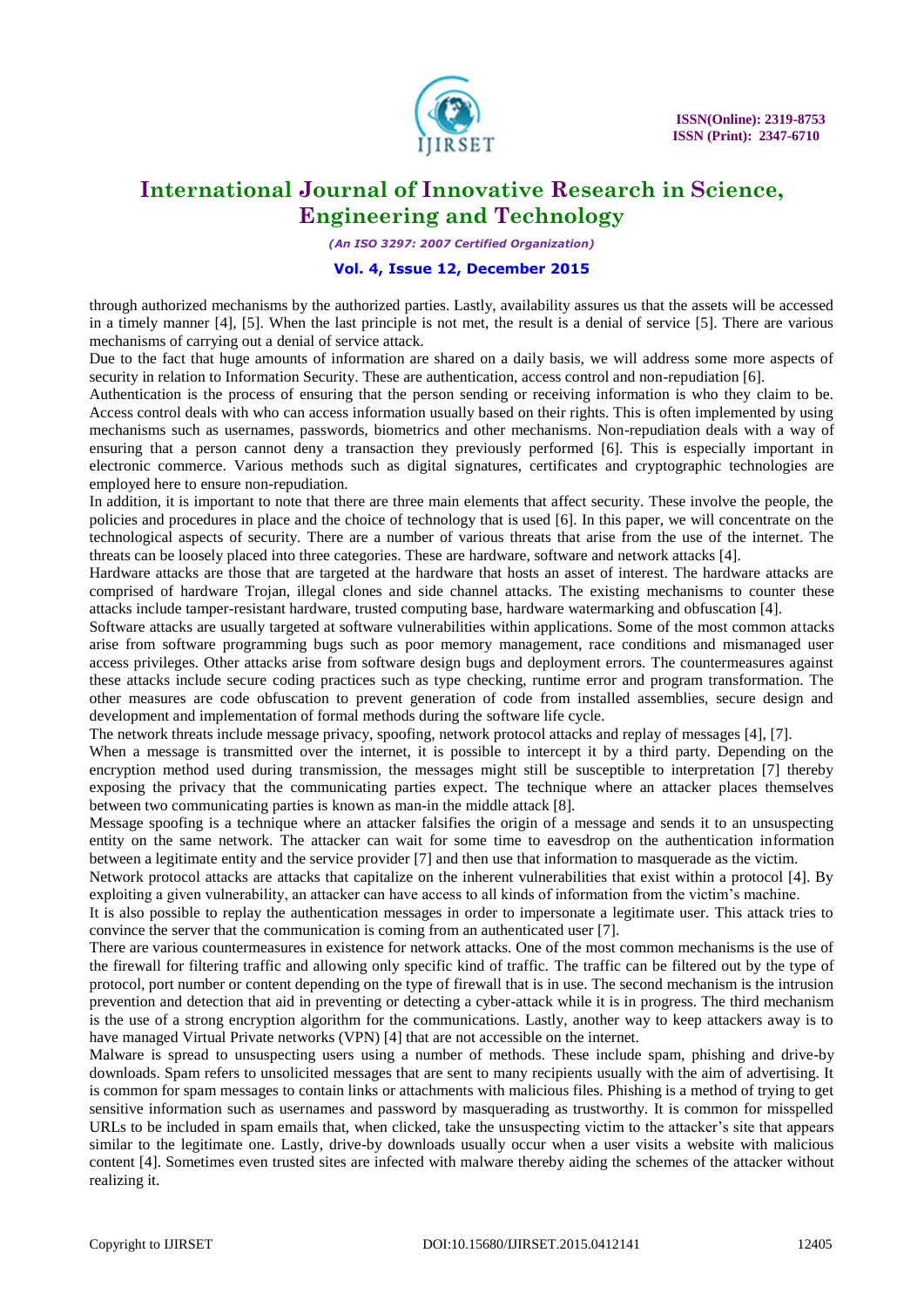through authorized mechanisms by the authorized parties. Lastly, availability assures us that the assets will be accessed in a timely manner [4], [5]. When the last principle is not met, the result is a denial of service [5]. There are various mechanisms of carrying out a denial of service attack.

Due to the fact that huge amounts of information are shared on a daily basis, we will address some more aspects of security in relation to Information Security. These are authentication, access control and non-repudiation [6].

Authentication is the process of ensuring that the person sending or receiving information is who they claim to be. Access control deals with who can access information usually based on their rights. This is often implemented by using mechanisms such as usernames, passwords, biometrics and other mechanisms. Non-repudiation deals with a way of ensuring that a person cannot deny a transaction they previously performed [6]. This is especially important in electronic commerce. Various methods such as digital signatures, certificates and cryptographic technologies are employed here to ensure non-repudiation.

In addition, it is important to note that there are three main elements that affect security. These involve the people, the policies and procedures in place and the choice of technology that is used [6]. In this paper, we will concentrate on the technological aspects of security. There are a number of various threats that arise from the use of the internet. The threats can be loosely placed into three categories. These are hardware, software and network attacks [4].

Hardware attacks are those that are targeted at the hardware that hosts an asset of interest. The hardware attacks are comprised of hardware Trojan, illegal clones and side channel attacks. The existing mechanisms to counter these attacks include tamper-resistant hardware, trusted computing base, hardware watermarking and obfuscation [4].

Software attacks are usually targeted at software vulnerabilities within applications. Some of the most common attacks arise from software programming bugs such as poor memory management, race conditions and mismanaged user access privileges. Other attacks arise from software design bugs and deployment errors. The countermeasures against these attacks include secure coding practices such as type checking, runtime error and program transformation. The other measures are code obfuscation to prevent generation of code from installed assemblies, secure design and development and implementation of formal methods during the software life cycle.

The network threats include message privacy, spoofing, network protocol attacks and replay of messages [4], [7].

When a message is transmitted over the internet, it is possible to intercept it by a third party. Depending on the encryption method used during transmission, the messages might still be susceptible to interpretation [7] thereby exposing the privacy that the communicating parties expect. The technique where an attacker places themselves between two communicating parties is known as man-in the middle attack [8].

Message spoofing is a technique where an attacker falsifies the origin of a message and sends it to an unsuspecting entity on the same network. The attacker can wait for some time to eavesdrop on the authentication information between a legitimate entity and the service provider [7] and then use that information to masquerade as the victim.

Network protocol attacks are attacks that capitalize on the inherent vulnerabilities that exist within a protocol [4]. By exploiting a given vulnerability, an attacker can have access to all kinds of information from the victim's machine.

It is also possible to replay the authentication messages in order to impersonate a legitimate user. This attack tries to convince the server that the communication is coming from an authenticated user [7].

There are various countermeasures in existence for network attacks. One of the most common mechanisms is the use of the firewall for filtering traffic and allowing only specific kind of traffic. The traffic can be filtered out by the type of protocol, port number or content depending on the type of firewall that is in use. The second mechanism is the intrusion prevention and detection that aid in preventing or detecting a cyber-attack while it is in progress. The third mechanism is the use of a strong encryption algorithm for the communications. Lastly, another way to keep attackers away is to have managed Virtual Private networks (VPN) [4] that are not accessible on the internet.

Malware is spread to unsuspecting users using a number of methods. These include spam, phishing and drive-by downloads. Spam refers to unsolicited messages that are sent to many recipients usually with the aim of advertising. It is common for spam messages to contain links or attachments with malicious files. Phishing is a method of trying to get sensitive information such as usernames and password by masquerading as trustworthy. It is common for misspelled URLs to be included in spam emails that, when clicked, take the unsuspecting victim to the attacker's site that appears similar to the legitimate one. Lastly, drive-by downloads usually occur when a user visits a website with malicious content [4]. Sometimes even trusted sites are infected with malware thereby aiding the schemes of the attacker without realizing it.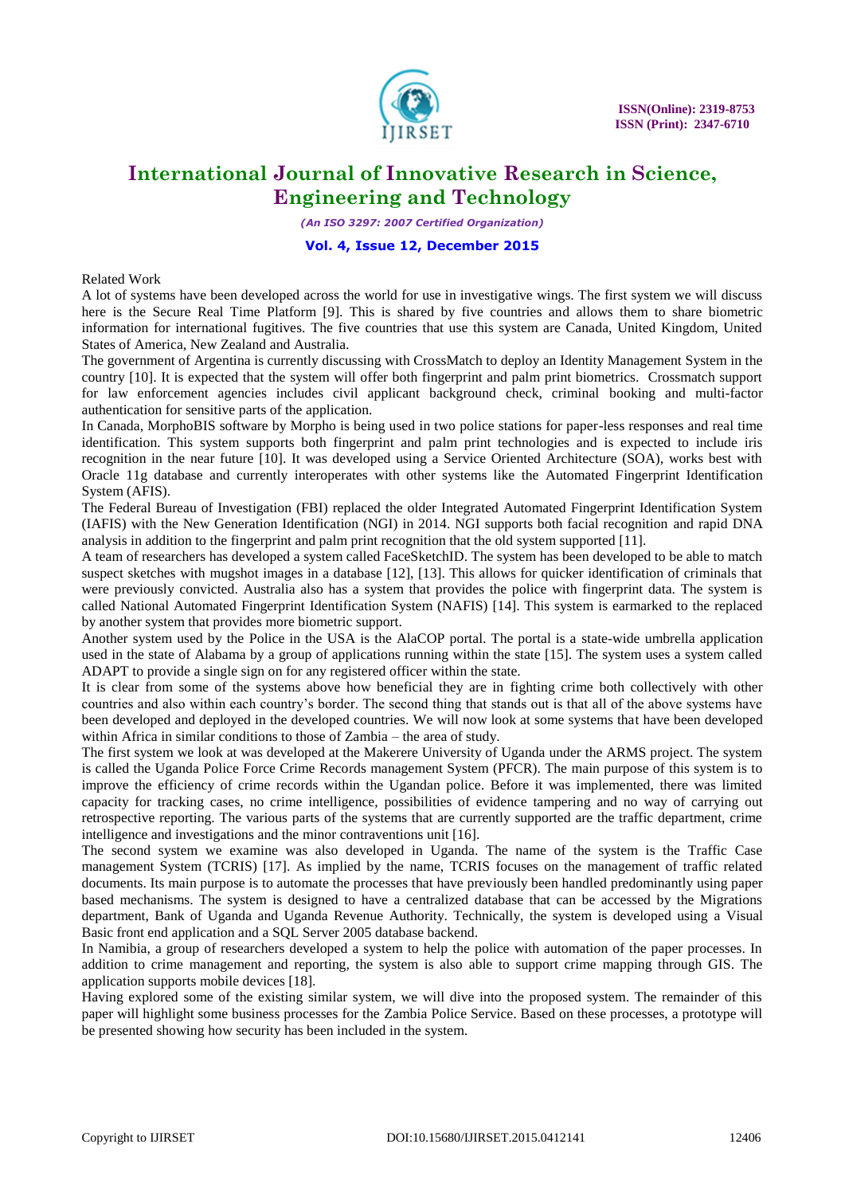## Related Work

A lot of systems have been developed across the world for use in investigative wings. The first system we will discuss here is the Secure Real Time Platform [9]. This is shared by five countries and allows them to share biometric information for international fugitives. The five countries that use this system are Canada, United Kingdom, United States of America, New Zealand and Australia.

The government of Argentina is currently discussing with CrossMatch to deploy an Identity Management System in the country [10]. It is expected that the system will offer both fingerprint and palm print biometrics. Crossmatch support for law enforcement agencies includes civil applicant background check, criminal booking and multi-factor authentication for sensitive parts of the application.

In Canada, MorphoBIS software by Morpho is being used in two police stations for paper-less responses and real time identification. This system supports both fingerprint and palm print technologies and is expected to include iris recognition in the near future [10]. It was developed using a Service Oriented Architecture (SOA), works best with Oracle 11g database and currently interoperates with other systems like the Automated Fingerprint Identification System (AFIS).

The Federal Bureau of Investigation (FBI) replaced the older Integrated Automated Fingerprint Identification System (IAFIS) with the New Generation Identification (NGI) in 2014. NGI supports both facial recognition and rapid DNA analysis in addition to the fingerprint and palm print recognition that the old system supported [11].

A team of researchers has developed a system called FaceSketchID. The system has been developed to be able to match suspect sketches with mugshot images in a database [12], [13]. This allows for quicker identification of criminals that were previously convicted. Australia also has a system that provides the police with fingerprint data. The system is called National Automated Fingerprint Identification System (NAFIS) [14]. This system is earmarked to the replaced by another system that provides more biometric support.

Another system used by the Police in the USA is the AlaCOP portal. The portal is a state-wide umbrella application used in the state of Alabama by a group of applications running within the state [15]. The system uses a system called ADAPT to provide a single sign on for any registered officer within the state.

It is clear from some of the systems above how beneficial they are in fighting crime both collectively with other countries and also within each country's border. The second thing that stands out is that all of the above systems have been developed and deployed in the developed countries. We will now look at some systems that have been developed within Africa in similar conditions to those of Zambia – the area of study.

The first system we look at was developed at the Makerere University of Uganda under the ARMS project. The system is called the Uganda Police Force Crime Records management System (PFCR). The main purpose of this system is to improve the efficiency of crime records within the Ugandan police. Before it was implemented, there was limited capacity for tracking cases, no crime intelligence, possibilities of evidence tampering and no way of carrying out retrospective reporting. The various parts of the systems that are currently supported are the traffic department, crime intelligence and investigations and the minor contraventions unit [16].

The second system we examine was also developed in Uganda. The name of the system is the Traffic Case management System (TCRIS) [17]. As implied by the name, TCRIS focuses on the management of traffic related documents. Its main purpose is to automate the processes that have previously been handled predominantly using paper based mechanisms. The system is designed to have a centralized database that can be accessed by the Migrations department, Bank of Uganda and Uganda Revenue Authority. Technically, the system is developed using a Visual Basic front end application and a SQL Server 2005 database backend.

In Namibia, a group of researchers developed a system to help the police with automation of the paper processes. In addition to crime management and reporting, the system is also able to support crime mapping through GIS. The application supports mobile devices [18].

Having explored some of the existing similar system, we will dive into the proposed system. The remainder of this paper will highlight some business processes for the Zambia Police Service. Based on these processes, a prototype will be presented showing how security has been included in the system.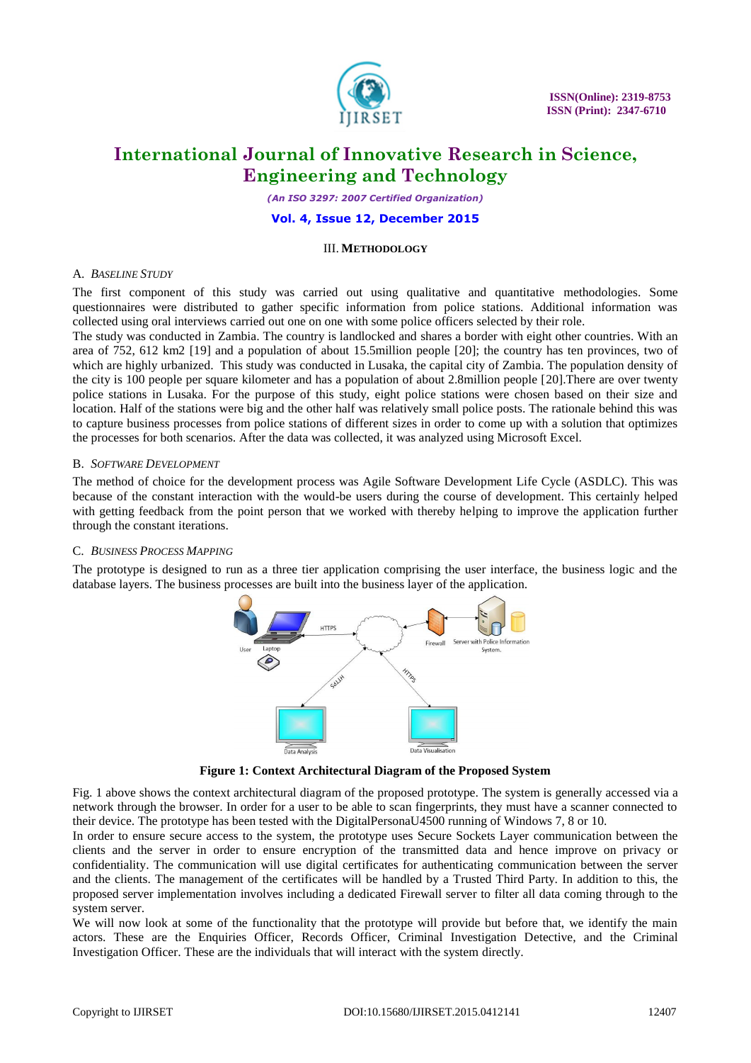## III. METHODOLOGY

### A. *Baseline Study*

The first component of this study was carried out using qualitative and quantitative methodologies. Some questionnaires were distributed to gather specific information from police stations. Additional information was collected using oral interviews carried out one on one with some police officers selected by their role.

The study was conducted in Zambia. The country is landlocked and shares a border with eight other countries. With an area of 752, 612 km2 [19] and a population of about 15.5million people [20]; the country has ten provinces, two of which are highly urbanized. This study was conducted in Lusaka, the capital city of Zambia. The population density of the city is 100 people per square kilometer and has a population of about 2.8million people [20].There are over twenty police stations in Lusaka. For the purpose of this study, eight police stations were chosen based on their size and location. Half of the stations were big and the other half was relatively small police posts. The rationale behind this was to capture business processes from police stations of different sizes in order to come up with a solution that optimizes the processes for both scenarios. After the data was collected, it was analyzed using Microsoft Excel.

### B. *Software Development*

The method of choice for the development process was Agile Software Development Life Cycle (ASDLC). This was because of the constant interaction with the would-be users during the course of development. This certainly helped with getting feedback from the point person that we worked with thereby helping to improve the application further through the constant iterations.

### C. *Business Process Mapping*

The prototype is designed to run as a three tier application comprising the user interface, the business logic and the database layers. The business processes are built into the business layer of the application.

**Figure 1: Context Architectural Diagram of the Proposed System**

Fig. 1 above shows the context architectural diagram of the proposed prototype. The system is generally accessed via a network through the browser. In order for a user to be able to scan fingerprints, they must have a scanner connected to their device. The prototype has been tested with the DigitalPersonaU4500 running of Windows 7, 8 or 10.

In order to ensure secure access to the system, the prototype uses Secure Sockets Layer communication between the clients and the server in order to ensure encryption of the transmitted data and hence improve on privacy or confidentiality. The communication will use digital certificates for authenticating communication between the server and the clients. The management of the certificates will be handled by a Trusted Third Party. In addition to this, the proposed server implementation involves including a dedicated Firewall server to filter all data coming through to the system server.

We will now look at some of the functionality that the prototype will provide but before that, we identify the main actors. These are the Enquiries Officer, Records Officer, Criminal Investigation Detective, and the Criminal Investigation Officer. These are the individuals that will interact with the system directly.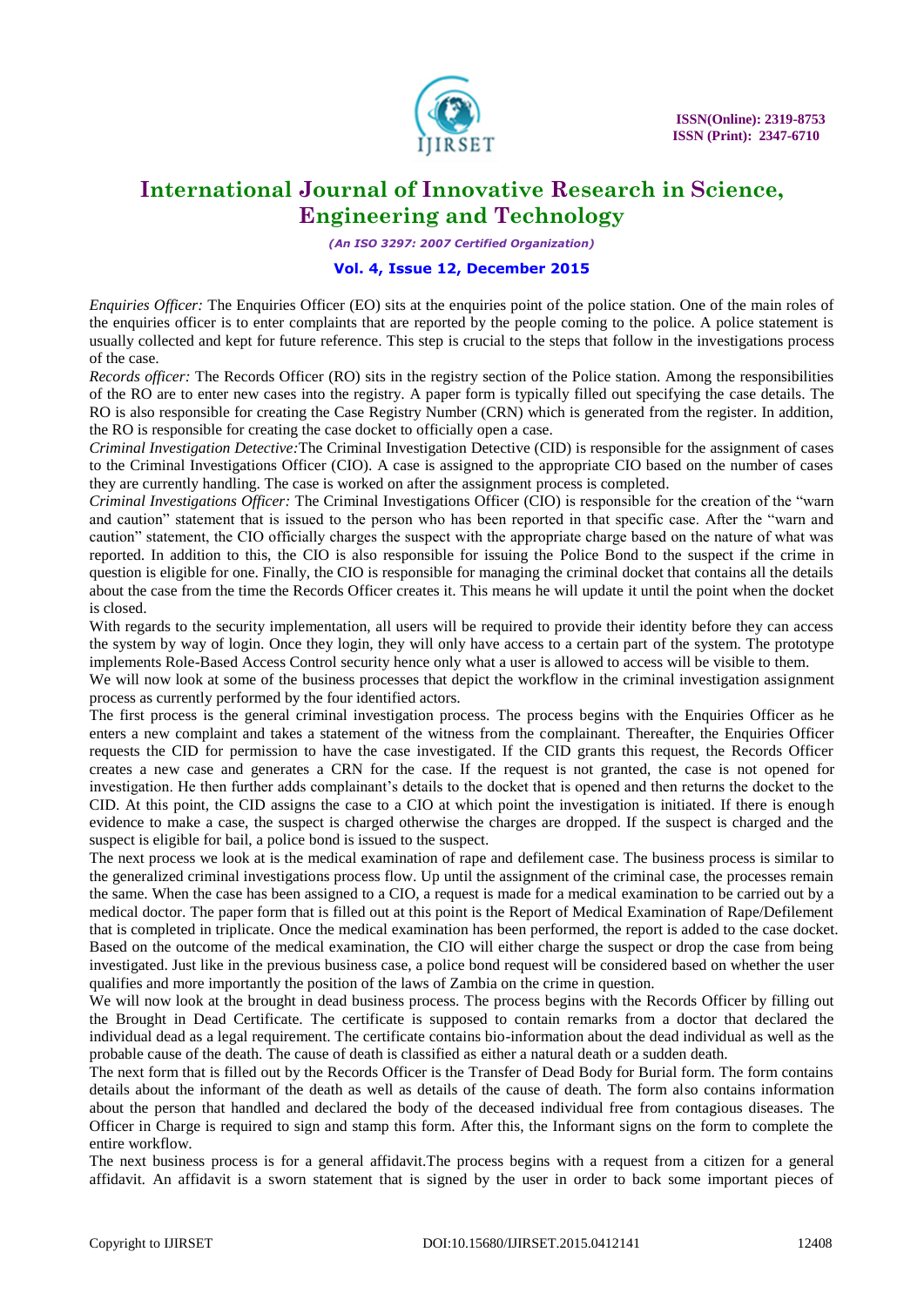*Enquiries Officer:* The Enquiries Officer (EO) sits at the enquiries point of the police station. One of the main roles of the enquiries officer is to enter complaints that are reported by the people coming to the police. A police statement is usually collected and kept for future reference. This step is crucial to the steps that follow in the investigations process of the case.

*Records officer:* The Records Officer (RO) sits in the registry section of the Police station. Among the responsibilities of the RO are to enter new cases into the registry. A paper form is typically filled out specifying the case details. The RO is also responsible for creating the Case Registry Number (CRN) which is generated from the register. In addition, the RO is responsible for creating the case docket to officially open a case.

*Criminal Investigation Detective:*The Criminal Investigation Detective (CID) is responsible for the assignment of cases to the Criminal Investigations Officer (CIO). A case is assigned to the appropriate CIO based on the number of cases they are currently handling. The case is worked on after the assignment process is completed.

*Criminal Investigations Officer:* The Criminal Investigations Officer (CIO) is responsible for the creation of the "warn and caution" statement that is issued to the person who has been reported in that specific case. After the "warn and caution" statement, the CIO officially charges the suspect with the appropriate charge based on the nature of what was reported. In addition to this, the CIO is also responsible for issuing the Police Bond to the suspect if the crime in question is eligible for one. Finally, the CIO is responsible for managing the criminal docket that contains all the details about the case from the time the Records Officer creates it. This means he will update it until the point when the docket is closed.

With regards to the security implementation, all users will be required to provide their identity before they can access the system by way of login. Once they login, they will only have access to a certain part of the system. The prototype implements Role-Based Access Control security hence only what a user is allowed to access will be visible to them.

We will now look at some of the business processes that depict the workflow in the criminal investigation assignment process as currently performed by the four identified actors.

The first process is the general criminal investigation process. The process begins with the Enquiries Officer as he enters a new complaint and takes a statement of the witness from the complainant. Thereafter, the Enquiries Officer requests the CID for permission to have the case investigated. If the CID grants this request, the Records Officer creates a new case and generates a CRN for the case. If the request is not granted, the case is not opened for investigation. He then further adds complainant's details to the docket that is opened and then returns the docket to the CID. At this point, the CID assigns the case to a CIO at which point the investigation is initiated. If there is enough evidence to make a case, the suspect is charged otherwise the charges are dropped. If the suspect is charged and the suspect is eligible for bail, a police bond is issued to the suspect.

The next process we look at is the medical examination of rape and defilement case. The business process is similar to the generalized criminal investigations process flow. Up until the assignment of the criminal case, the processes remain the same. When the case has been assigned to a CIO, a request is made for a medical examination to be carried out by a medical doctor. The paper form that is filled out at this point is the Report of Medical Examination of Rape/Defilement that is completed in triplicate. Once the medical examination has been performed, the report is added to the case docket. Based on the outcome of the medical examination, the CIO will either charge the suspect or drop the case from being investigated. Just like in the previous business case, a police bond request will be considered based on whether the user qualifies and more importantly the position of the laws of Zambia on the crime in question.

We will now look at the brought in dead business process. The process begins with the Records Officer by filling out the Brought in Dead Certificate. The certificate is supposed to contain remarks from a doctor that declared the individual dead as a legal requirement. The certificate contains bio-information about the dead individual as well as the probable cause of the death. The cause of death is classified as either a natural death or a sudden death.

The next form that is filled out by the Records Officer is the Transfer of Dead Body for Burial form. The form contains details about the informant of the death as well as details of the cause of death. The form also contains information about the person that handled and declared the body of the deceased individual free from contagious diseases. The Officer in Charge is required to sign and stamp this form. After this, the Informant signs on the form to complete the entire workflow.

The next business process is for a general affidavit.The process begins with a request from a citizen for a general affidavit. An affidavit is a sworn statement that is signed by the user in order to back some important pieces of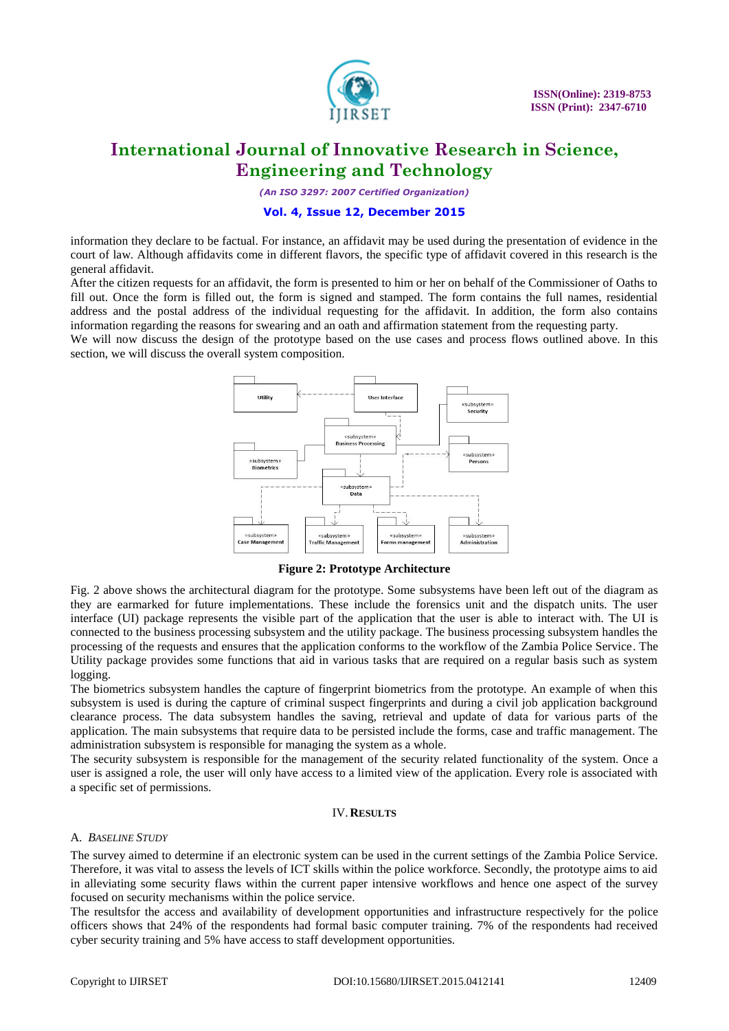information they declare to be factual. For instance, an affidavit may be used during the presentation of evidence in the court of law. Although affidavits come in different flavors, the specific type of affidavit covered in this research is the general affidavit.

After the citizen requests for an affidavit, the form is presented to him or her on behalf of the Commissioner of Oaths to fill out. Once the form is filled out, the form is signed and stamped. The form contains the full names, residential address and the postal address of the individual requesting for the affidavit. In addition, the form also contains information regarding the reasons for swearing and an oath and affirmation statement from the requesting party.

We will now discuss the design of the prototype based on the use cases and process flows outlined above. In this section, we will discuss the overall system composition.

**Figure 2: Prototype Architecture**

Fig. 2 above shows the architectural diagram for the prototype. Some subsystems have been left out of the diagram as they are earmarked for future implementations. These include the forensics unit and the dispatch units. The user interface (UI) package represents the visible part of the application that the user is able to interact with. The UI is connected to the business processing subsystem and the utility package. The business processing subsystem handles the processing of the requests and ensures that the application conforms to the workflow of the Zambia Police Service. The Utility package provides some functions that aid in various tasks that are required on a regular basis such as system logging.

The biometrics subsystem handles the capture of fingerprint biometrics from the prototype. An example of when this subsystem is used is during the capture of criminal suspect fingerprints and during a civil job application background clearance process. The data subsystem handles the saving, retrieval and update of data for various parts of the application. The main subsystems that require data to be persisted include the forms, case and traffic management. The administration subsystem is responsible for managing the system as a whole.

The security subsystem is responsible for the management of the security related functionality of the system. Once a user is assigned a role, the user will only have access to a limited view of the application. Every role is associated with a specific set of permissions.

## IV. RESULTS

### A. *Baseline Study*

The survey aimed to determine if an electronic system can be used in the current settings of the Zambia Police Service. Therefore, it was vital to assess the levels of ICT skills within the police workforce. Secondly, the prototype aims to aid in alleviating some security flaws within the current paper intensive workflows and hence one aspect of the survey focused on security mechanisms within the police service.

The resultsfor the access and availability of development opportunities and infrastructure respectively for the police officers shows that 24% of the respondents had formal basic computer training. 7% of the respondents had received cyber security training and 5% have access to staff development opportunities.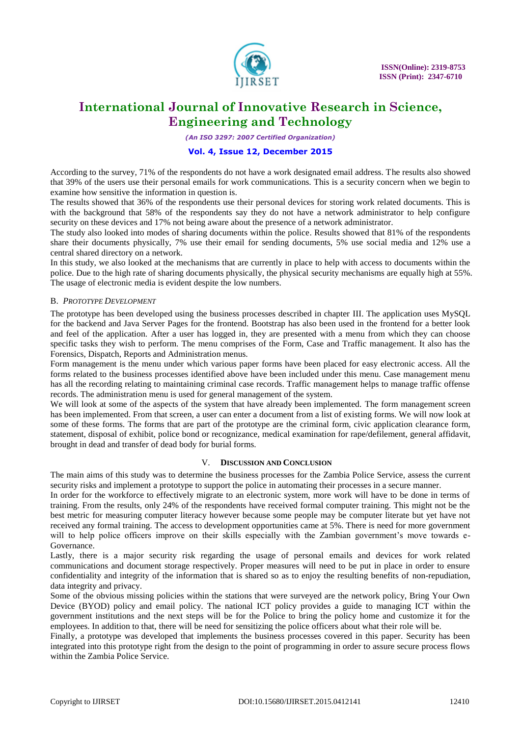According to the survey, 71% of the respondents do not have a work designated email address. The results also showed that 39% of the users use their personal emails for work communications. This is a security concern when we begin to examine how sensitive the information in question is.

The results showed that 36% of the respondents use their personal devices for storing work related documents. This is with the background that 58% of the respondents say they do not have a network administrator to help configure security on these devices and 17% not being aware about the presence of a network administrator.

The study also looked into modes of sharing documents within the police. Results showed that 81% of the respondents share their documents physically, 7% use their email for sending documents, 5% use social media and 12% use a central shared directory on a network.

In this study, we also looked at the mechanisms that are currently in place to help with access to documents within the police. Due to the high rate of sharing documents physically, the physical security mechanisms are equally high at 55%. The usage of electronic media is evident despite the low numbers.

### B. *Prototype Development*

The prototype has been developed using the business processes described in chapter III. The application uses MySQL for the backend and Java Server Pages for the frontend. Bootstrap has also been used in the frontend for a better look and feel of the application. After a user has logged in, they are presented with a menu from which they can choose specific tasks they wish to perform. The menu comprises of the Form, Case and Traffic management. It also has the Forensics, Dispatch, Reports and Administration menus.

Form management is the menu under which various paper forms have been placed for easy electronic access. All the forms related to the business processes identified above have been included under this menu. Case management menu has all the recording relating to maintaining criminal case records. Traffic management helps to manage traffic offense records. The administration menu is used for general management of the system.

We will look at some of the aspects of the system that have already been implemented. The form management screen has been implemented. From that screen, a user can enter a document from a list of existing forms. We will now look at some of these forms. The forms that are part of the prototype are the criminal form, civic application clearance form, statement, disposal of exhibit, police bond or recognizance, medical examination for rape/defilement, general affidavit, brought in dead and transfer of dead body for burial forms.

## V. Discussion and Conclusion

The main aims of this study was to determine the business processes for the Zambia Police Service, assess the current security risks and implement a prototype to support the police in automating their processes in a secure manner.

In order for the workforce to effectively migrate to an electronic system, more work will have to be done in terms of training. From the results, only 24% of the respondents have received formal computer training. This might not be the best metric for measuring computer literacy however because some people may be computer literate but yet have not received any formal training. The access to development opportunities came at 5%. There is need for more government will to help police officers improve on their skills especially with the Zambian government's move towards e-Governance.

Lastly, there is a major security risk regarding the usage of personal emails and devices for work related communications and document storage respectively. Proper measures will need to be put in place in order to ensure confidentiality and integrity of the information that is shared so as to enjoy the resulting benefits of non-repudiation, data integrity and privacy.

Some of the obvious missing policies within the stations that were surveyed are the network policy, Bring Your Own Device (BYOD) policy and email policy. The national ICT policy provides a guide to managing ICT within the government institutions and the next steps will be for the Police to bring the policy home and customize it for the employees. In addition to that, there will be need for sensitizing the police officers about what their role will be.

Finally, a prototype was developed that implements the business processes covered in this paper. Security has been integrated into this prototype right from the design to the point of programming in order to assure secure process flows within the Zambia Police Service.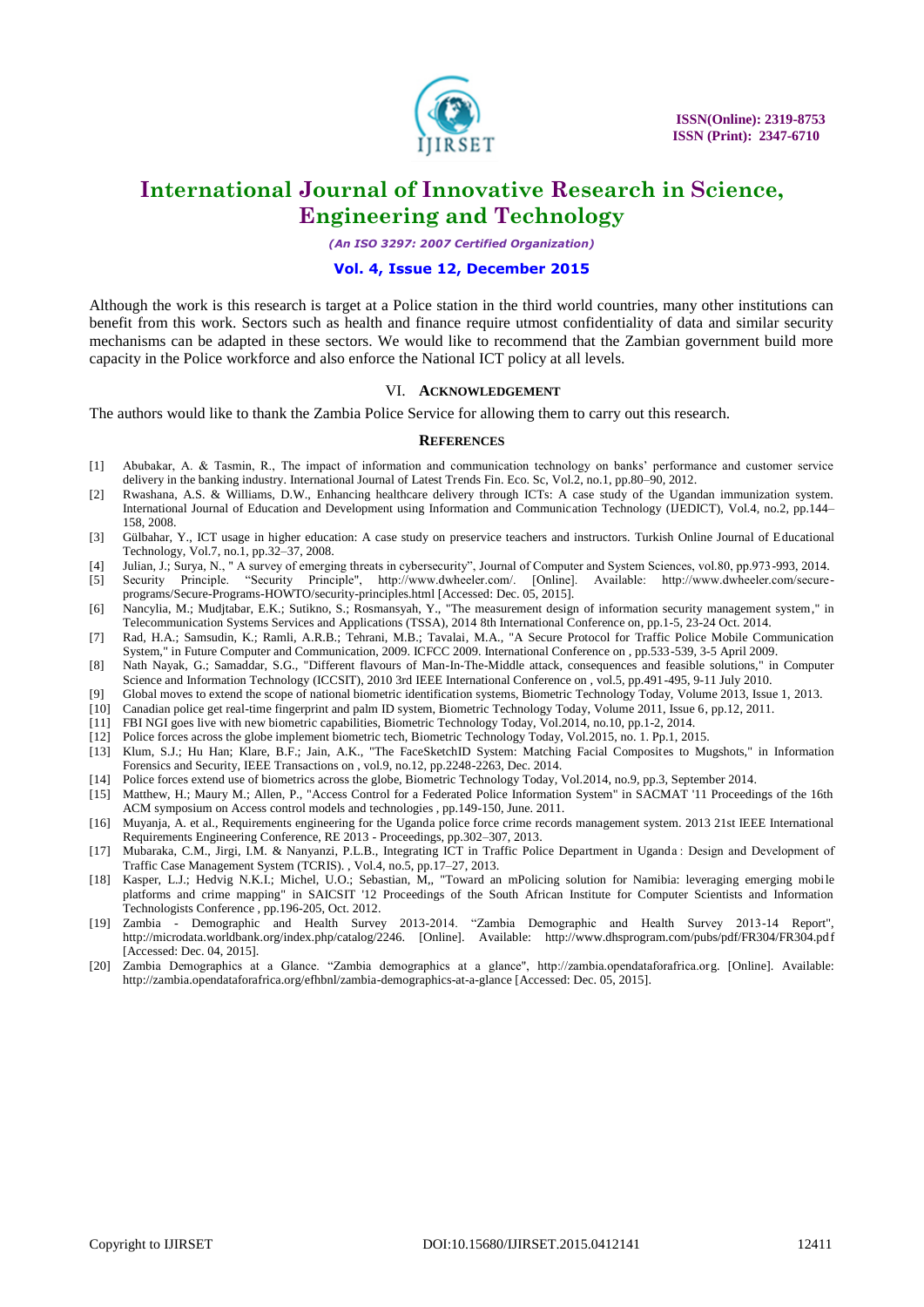Although the work is this research is target at a Police station in the third world countries, many other institutions can benefit from this work. Sectors such as health and finance require utmost confidentiality of data and similar security mechanisms can be adapted in these sectors. We would like to recommend that the Zambian government build more capacity in the Police workforce and also enforce the National ICT policy at all levels.

## VI. ACKNOWLEDGEMENT

The authors would like to thank the Zambia Police Service for allowing them to carry out this research.

## REFERENCES

[1] Abubakar, A. & Tasmin, R., The impact of information and communication technology on banks' performance and customer service delivery in the banking industry. International Journal of Latest Trends Fin. Eco. Sc, Vol.2, no.1, pp.80–90, 2012.

[2] Rwashana, A.S. & Williams, D.W., Enhancing healthcare delivery through ICTs: A case study of the Ugandan immunization system. International Journal of Education and Development using Information and Communication Technology (IJEDICT), Vol.4, no.2, pp.144–158, 2008.

[3] Gülbahar, Y., ICT usage in higher education: A case study on preservice teachers and instructors. Turkish Online Journal of Educational Technology, Vol.7, no.1, pp.32–37, 2008.

[4] Julian, J.; Surya, N., " A survey of emerging threats in cybersecurity", Journal of Computer and System Sciences, vol.80, pp.973-993, 2014.

[5] Security Principle. "Security Principle", http://www.dwheeler.com/. [Online]. Available: http://www.dwheeler.com/secure-programs/Secure-Programs-HOWTO/security-principles.html [Accessed: Dec. 05, 2015].

[6] Nancylia, M.; Mudjtabar, E.K.; Sutikno, S.; Rosmansyah, Y., "The measurement design of information security management system," in Telecommunication Systems Services and Applications (TSSA), 2014 8th International Conference on, pp.1-5, 23-24 Oct. 2014.

[7] Rad, H.A.; Samsudin, K.; Ramli, A.R.B.; Tehrani, M.B.; Tavalai, M.A., "A Secure Protocol for Traffic Police Mobile Communication System," in Future Computer and Communication, 2009. ICFCC 2009. International Conference on , pp.533-539, 3-5 April 2009.

[8] Nath Nayak, G.; Samaddar, S.G., "Different flavours of Man-In-The-Middle attack, consequences and feasible solutions," in Computer Science and Information Technology (ICCSIT), 2010 3rd IEEE International Conference on , vol.5, pp.491-495, 9-11 July 2010.

[9] Global moves to extend the scope of national biometric identification systems, Biometric Technology Today, Volume 2013, Issue 1, 2013.

[10] Canadian police get real-time fingerprint and palm ID system, Biometric Technology Today, Volume 2011, Issue 6, pp.12, 2011.

[11] FBI NGI goes live with new biometric capabilities, Biometric Technology Today, Vol.2014, no.10, pp.1-2, 2014.

[12] Police forces across the globe implement biometric tech, Biometric Technology Today, Vol.2015, no. 1. Pp.1, 2015.

[13] Klum, S.J.; Hu Han; Klare, B.F.; Jain, A.K., "The FaceSketchID System: Matching Facial Composites to Mugshots," in Information Forensics and Security, IEEE Transactions on , vol.9, no.12, pp.2248-2263, Dec. 2014.

[14] Police forces extend use of biometrics across the globe, Biometric Technology Today, Vol.2014, no.9, pp.3, September 2014.

[15] Matthew, H.; Maury M.; Allen, P., "Access Control for a Federated Police Information System" in SACMAT '11 Proceedings of the 16th ACM symposium on Access control models and technologies , pp.149-150, June. 2011.

[16] Muyanja, A. et al., Requirements engineering for the Uganda police force crime records management system. 2013 21st IEEE International Requirements Engineering Conference, RE 2013 - Proceedings, pp.302–307, 2013.

[17] Mubaraka, C.M., Jirgi, I.M. & Nanyanzi, P.L.B., Integrating ICT in Traffic Police Department in Uganda : Design and Development of Traffic Case Management System (TCRIS). , Vol.4, no.5, pp.17–27, 2013.

[18] Kasper, L.J.; Hedvig N.K.I.; Michel, U.O.; Sebastian, M,, "Toward an mPolicing solution for Namibia: leveraging emerging mobile platforms and crime mapping" in SAICSIT '12 Proceedings of the South African Institute for Computer Scientists and Information Technologists Conference , pp.196-205, Oct. 2012.

[19] Zambia - Demographic and Health Survey 2013-2014. "Zambia Demographic and Health Survey 2013-14 Report", http://microdata.worldbank.org/index.php/catalog/2246. [Online]. Available: http://www.dhsprogram.com/pubs/pdf/FR304/FR304.pdf [Accessed: Dec. 04, 2015].

[20] Zambia Demographics at a Glance. "Zambia demographics at a glance", http://zambia.opendataforafrica.org. [Online]. Available: http://zambia.opendataforafrica.org/efhbnl/zambia-demographics-at-a-glance [Accessed: Dec. 05, 2015].